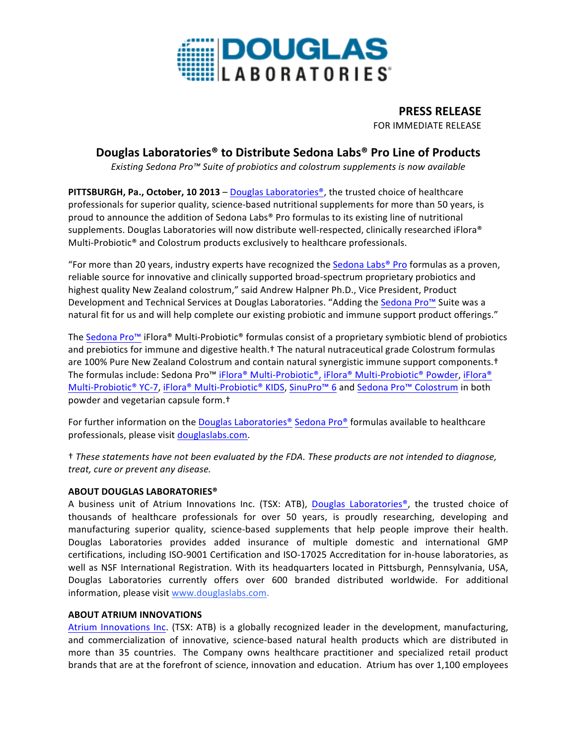DOUGLAS LABORATORIES®

**PRESS RELEASE**
FOR IMMEDIATE RELEASE

# Douglas Laboratories® to Distribute Sedona Labs® Pro Line of Products

*Existing Sedona Pro™ Suite of probiotics and colostrum supplements is now available*

**PITTSBURGH, Pa., October, 10 2013** – Douglas Laboratories®, the trusted choice of healthcare professionals for superior quality, science-based nutritional supplements for more than 50 years, is proud to announce the addition of Sedona Labs® Pro formulas to its existing line of nutritional supplements. Douglas Laboratories will now distribute well-respected, clinically researched iFlora® Multi-Probiotic® and Colostrum products exclusively to healthcare professionals.

"For more than 20 years, industry experts have recognized the Sedona Labs® Pro formulas as a proven, reliable source for innovative and clinically supported broad-spectrum proprietary probiotics and highest quality New Zealand colostrum," said Andrew Halpner Ph.D., Vice President, Product Development and Technical Services at Douglas Laboratories. "Adding the Sedona Pro™ Suite was a natural fit for us and will help complete our existing probiotic and immune support product offerings."

The Sedona Pro™ iFlora® Multi-Probiotic® formulas consist of a proprietary symbiotic blend of probiotics and prebiotics for immune and digestive health.† The natural nutraceutical grade Colostrum formulas are 100% Pure New Zealand Colostrum and contain natural synergistic immune support components.† The formulas include: Sedona Pro™ iFlora® Multi-Probiotic®, iFlora® Multi-Probiotic® Powder, iFlora® Multi-Probiotic® YC-7, iFlora® Multi-Probiotic® KIDS, SinuPro™ 6 and Sedona Pro™ Colostrum in both powder and vegetarian capsule form.†

For further information on the Douglas Laboratories® Sedona Pro® formulas available to healthcare professionals, please visit douglaslabs.com.

† *These statements have not been evaluated by the FDA. These products are not intended to diagnose, treat, cure or prevent any disease.*

**ABOUT DOUGLAS LABORATORIES®**

A business unit of Atrium Innovations Inc. (TSX: ATB), Douglas Laboratories®, the trusted choice of thousands of healthcare professionals for over 50 years, is proudly researching, developing and manufacturing superior quality, science-based supplements that help people improve their health. Douglas Laboratories provides added insurance of multiple domestic and international GMP certifications, including ISO-9001 Certification and ISO-17025 Accreditation for in-house laboratories, as well as NSF International Registration. With its headquarters located in Pittsburgh, Pennsylvania, USA, Douglas Laboratories currently offers over 600 branded distributed worldwide. For additional information, please visit www.douglaslabs.com.

**ABOUT ATRIUM INNOVATIONS**

Atrium Innovations Inc. (TSX: ATB) is a globally recognized leader in the development, manufacturing, and commercialization of innovative, science-based natural health products which are distributed in more than 35 countries. The Company owns healthcare practitioner and specialized retail product brands that are at the forefront of science, innovation and education. Atrium has over 1,100 employees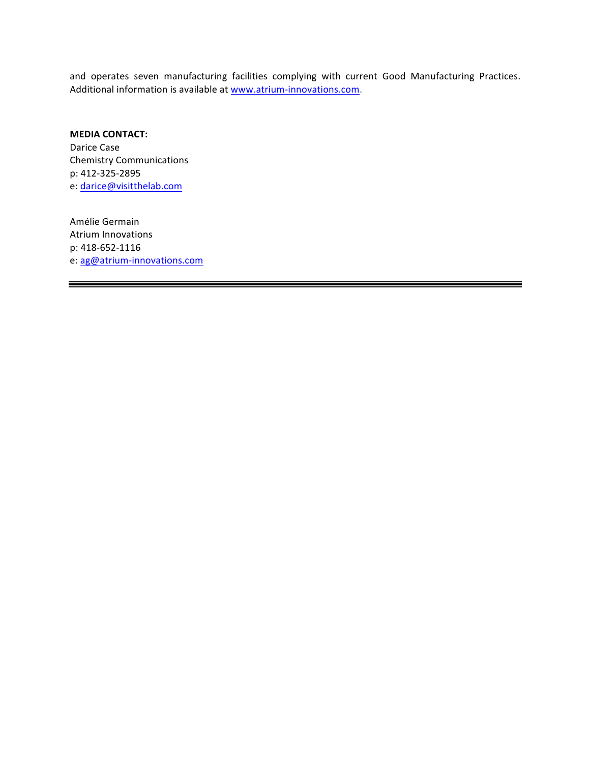and operates seven manufacturing facilities complying with current Good Manufacturing Practices. Additional information is available at www.atrium-innovations.com.

**MEDIA CONTACT:**
Darice Case
Chemistry Communications
p: 412-325-2895
e: darice@visitthelab.com

Amélie Germain
Atrium Innovations
p: 418-652-1116
e: ag@atrium-innovations.com

---